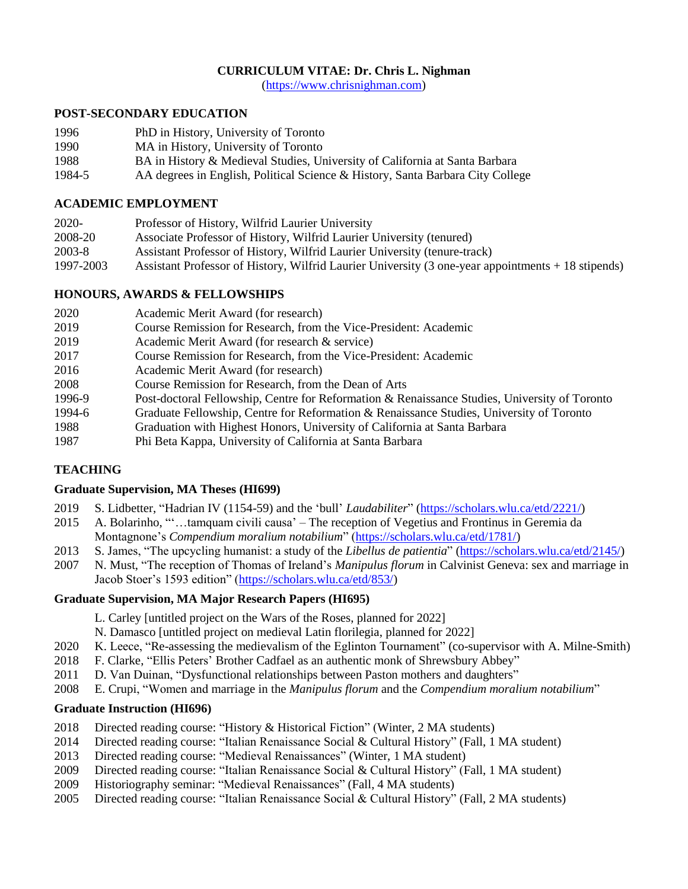# CURRICULUM VITAE: Dr. Chris L. Nighman

(https://www.chrisnighman.com)

## POST-SECONDARY EDUCATION

1996 PhD in History, University of Toronto
1990 MA in History, University of Toronto
1988 BA in History & Medieval Studies, University of California at Santa Barbara
1984-5 AA degrees in English, Political Science & History, Santa Barbara City College

## ACADEMIC EMPLOYMENT

2020- Professor of History, Wilfrid Laurier University
2008-20 Associate Professor of History, Wilfrid Laurier University (tenured)
2003-8 Assistant Professor of History, Wilfrid Laurier University (tenure-track)
1997-2003 Assistant Professor of History, Wilfrid Laurier University (3 one-year appointments + 18 stipends)

## HONOURS, AWARDS & FELLOWSHIPS

2020 Academic Merit Award (for research)
2019 Course Remission for Research, from the Vice-President: Academic
2019 Academic Merit Award (for research & service)
2017 Course Remission for Research, from the Vice-President: Academic
2016 Academic Merit Award (for research)
2008 Course Remission for Research, from the Dean of Arts
1996-9 Post-doctoral Fellowship, Centre for Reformation & Renaissance Studies, University of Toronto
1994-6 Graduate Fellowship, Centre for Reformation & Renaissance Studies, University of Toronto
1988 Graduation with Highest Honors, University of California at Santa Barbara
1987 Phi Beta Kappa, University of California at Santa Barbara

## TEACHING

### Graduate Supervision, MA Theses (HI699)

2019 S. Lidbetter, "Hadrian IV (1154-59) and the 'bull' *Laudabiliter*" (https://scholars.wlu.ca/etd/2221/)
2015 A. Bolarinho, "'…tamquam civili causa' – The reception of Vegetius and Frontinus in Geremia da Montagnone's *Compendium moralium notabilium*" (https://scholars.wlu.ca/etd/1781/)
2013 S. James, "The upcycling humanist: a study of the *Libellus de patientia*" (https://scholars.wlu.ca/etd/2145/)
2007 N. Must, "The reception of Thomas of Ireland's *Manipulus florum* in Calvinist Geneva: sex and marriage in Jacob Stoer's 1593 edition" (https://scholars.wlu.ca/etd/853/)

### Graduate Supervision, MA Major Research Papers (HI695)

L. Carley [untitled project on the Wars of the Roses, planned for 2022]
N. Damasco [untitled project on medieval Latin florilegia, planned for 2022]
2020 K. Leece, "Re-assessing the medievalism of the Eglinton Tournament" (co-supervisor with A. Milne-Smith)
2018 F. Clarke, "Ellis Peters' Brother Cadfael as an authentic monk of Shrewsbury Abbey"
2011 D. Van Duinan, "Dysfunctional relationships between Paston mothers and daughters"
2008 E. Crupi, "Women and marriage in the *Manipulus florum* and the *Compendium moralium notabilium*"

### Graduate Instruction (HI696)

2018 Directed reading course: "History & Historical Fiction" (Winter, 2 MA students)
2014 Directed reading course: "Italian Renaissance Social & Cultural History" (Fall, 1 MA student)
2013 Directed reading course: "Medieval Renaissances" (Winter, 1 MA student)
2009 Directed reading course: "Italian Renaissance Social & Cultural History" (Fall, 1 MA student)
2009 Historiography seminar: "Medieval Renaissances" (Fall, 4 MA students)
2005 Directed reading course: "Italian Renaissance Social & Cultural History" (Fall, 2 MA students)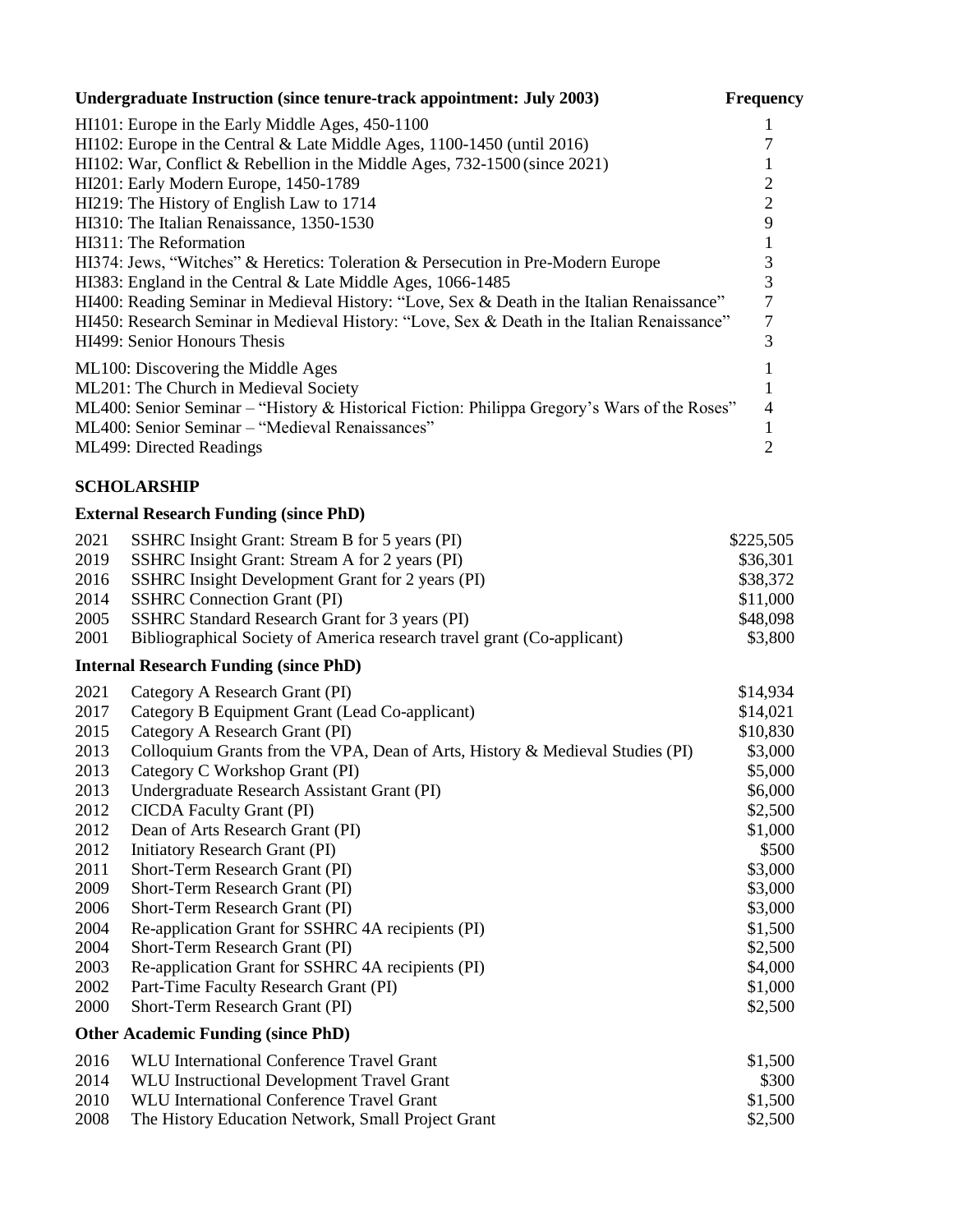| Undergraduate Instruction (since tenure-track appointment: July 2003) | Frequency |
|---|---|
| HI101: Europe in the Early Middle Ages, 450-1100 | 1 |
| HI102: Europe in the Central & Late Middle Ages, 1100-1450 (until 2016) | 7 |
| HI102: War, Conflict & Rebellion in the Middle Ages, 732-1500 (since 2021) | 1 |
| HI201: Early Modern Europe, 1450-1789 | 2 |
| HI219: The History of English Law to 1714 | 2 |
| HI310: The Italian Renaissance, 1350-1530 | 9 |
| HI311: The Reformation | 1 |
| HI374: Jews, "Witches" & Heretics: Toleration & Persecution in Pre-Modern Europe | 3 |
| HI383: England in the Central & Late Middle Ages, 1066-1485 | 3 |
| HI400: Reading Seminar in Medieval History: "Love, Sex & Death in the Italian Renaissance" | 7 |
| HI450: Research Seminar in Medieval History: "Love, Sex & Death in the Italian Renaissance" | 7 |
| HI499: Senior Honours Thesis | 3 |
| ML100: Discovering the Middle Ages | 1 |
| ML201: The Church in Medieval Society | 1 |
| ML400: Senior Seminar – "History & Historical Fiction: Philippa Gregory's Wars of the Roses" | 4 |
| ML400: Senior Seminar – "Medieval Renaissances" | 1 |
| ML499: Directed Readings | 2 |

## SCHOLARSHIP

### External Research Funding (since PhD)

| | | |
|---|---|---|
| 2021 | SSHRC Insight Grant: Stream B for 5 years (PI) | \$225,505 |
| 2019 | SSHRC Insight Grant: Stream A for 2 years (PI) | \$36,301 |
| 2016 | SSHRC Insight Development Grant for 2 years (PI) | \$38,372 |
| 2014 | SSHRC Connection Grant (PI) | \$11,000 |
| 2005 | SSHRC Standard Research Grant for 3 years (PI) | \$48,098 |
| 2001 | Bibliographical Society of America research travel grant (Co-applicant) | \$3,800 |

### Internal Research Funding (since PhD)

| | | |
|---|---|---|
| 2021 | Category A Research Grant (PI) | \$14,934 |
| 2017 | Category B Equipment Grant (Lead Co-applicant) | \$14,021 |
| 2015 | Category A Research Grant (PI) | \$10,830 |
| 2013 | Colloquium Grants from the VPA, Dean of Arts, History & Medieval Studies (PI) | \$3,000 |
| 2013 | Category C Workshop Grant (PI) | \$5,000 |
| 2013 | Undergraduate Research Assistant Grant (PI) | \$6,000 |
| 2012 | CICDA Faculty Grant (PI) | \$2,500 |
| 2012 | Dean of Arts Research Grant (PI) | \$1,000 |
| 2012 | Initiatory Research Grant (PI) | \$500 |
| 2011 | Short-Term Research Grant (PI) | \$3,000 |
| 2009 | Short-Term Research Grant (PI) | \$3,000 |
| 2006 | Short-Term Research Grant (PI) | \$3,000 |
| 2004 | Re-application Grant for SSHRC 4A recipients (PI) | \$1,500 |
| 2004 | Short-Term Research Grant (PI) | \$2,500 |
| 2003 | Re-application Grant for SSHRC 4A recipients (PI) | \$4,000 |
| 2002 | Part-Time Faculty Research Grant (PI) | \$1,000 |
| 2000 | Short-Term Research Grant (PI) | \$2,500 |

### Other Academic Funding (since PhD)

| | | |
|---|---|---|
| 2016 | WLU International Conference Travel Grant | \$1,500 |
| 2014 | WLU Instructional Development Travel Grant | \$300 |
| 2010 | WLU International Conference Travel Grant | \$1,500 |
| 2008 | The History Education Network, Small Project Grant | \$2,500 |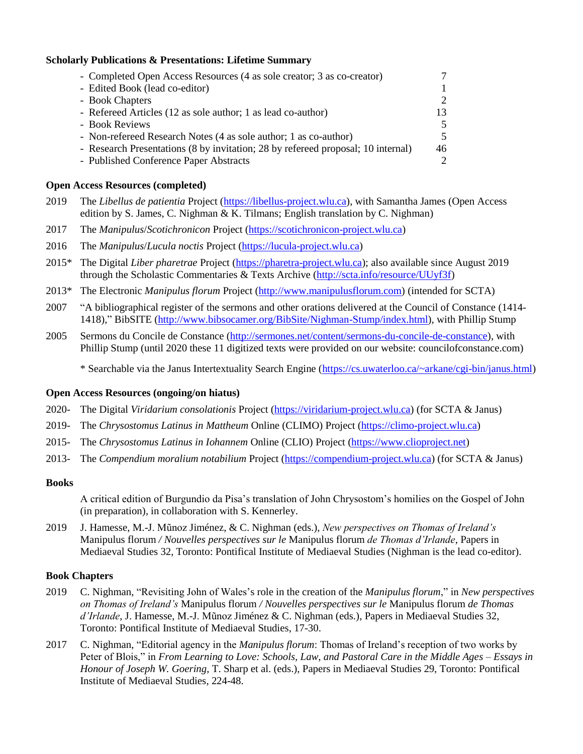**Scholarly Publications & Presentations: Lifetime Summary**

| | |
|---|---|
| - Completed Open Access Resources (4 as sole creator; 3 as co-creator) | 7 |
| - Edited Book (lead co-editor) | 1 |
| - Book Chapters | 2 |
| - Refereed Articles (12 as sole author; 1 as lead co-author) | 13 |
| - Book Reviews | 5 |
| - Non-refereed Research Notes (4 as sole author; 1 as co-author) | 5 |
| - Research Presentations (8 by invitation; 28 by refereed proposal; 10 internal) | 46 |
| - Published Conference Paper Abstracts | 2 |

**Open Access Resources (completed)**

2019 The *Libellus de patientia* Project (https://libellus-project.wlu.ca), with Samantha James (Open Access edition by S. James, C. Nighman & K. Tilmans; English translation by C. Nighman)

2017 The *Manipulus*/*Scotichronicon* Project (https://scotichronicon-project.wlu.ca)

2016 The *Manipulus*/*Lucula noctis* Project (https://lucula-project.wlu.ca)

2015* The Digital *Liber pharetrae* Project (https://pharetra-project.wlu.ca); also available since August 2019 through the Scholastic Commentaries & Texts Archive (http://scta.info/resource/UUyf3f)

2013* The Electronic *Manipulus florum* Project (http://www.manipulusflorum.com) (intended for SCTA)

2007 "A bibliographical register of the sermons and other orations delivered at the Council of Constance (1414-1418)," BibSITE (http://www.bibsocamer.org/BibSite/Nighman-Stump/index.html), with Phillip Stump

2005 Sermons du Concile de Constance (http://sermones.net/content/sermons-du-concile-de-constance), with Phillip Stump (until 2020 these 11 digitized texts were provided on our website: councilofconstance.com)

\* Searchable via the Janus Intertextuality Search Engine (https://cs.uwaterloo.ca/~arkane/cgi-bin/janus.html)

**Open Access Resources (ongoing/on hiatus)**

2020- The Digital *Viridarium consolationis* Project (https://viridarium-project.wlu.ca) (for SCTA & Janus)

2019- The *Chrysostomus Latinus in Mattheum* Online (CLIMO) Project (https://climo-project.wlu.ca)

2015- The *Chrysostomus Latinus in Iohannem* Online (CLIO) Project (https://www.clioproject.net)

2013- The *Compendium moralium notabilium* Project (https://compendium-project.wlu.ca) (for SCTA & Janus)

**Books**

A critical edition of Burgundio da Pisa's translation of John Chrysostom's homilies on the Gospel of John (in preparation), in collaboration with S. Kennerley.

2019 J. Hamesse, M.-J. Mũnoz Jiménez, & C. Nighman (eds.), *New perspectives on Thomas of Ireland's* Manipulus florum */ Nouvelles perspectives sur le* Manipulus florum *de Thomas d'Irlande*, Papers in Mediaeval Studies 32, Toronto: Pontifical Institute of Mediaeval Studies (Nighman is the lead co-editor).

**Book Chapters**

2019 C. Nighman, "Revisiting John of Wales's role in the creation of the *Manipulus florum*," in *New perspectives on Thomas of Ireland's* Manipulus florum */ Nouvelles perspectives sur le* Manipulus florum *de Thomas d'Irlande*, J. Hamesse, M.-J. Mũnoz Jiménez & C. Nighman (eds.), Papers in Mediaeval Studies 32, Toronto: Pontifical Institute of Mediaeval Studies, 17-30.

2017 C. Nighman, "Editorial agency in the *Manipulus florum*: Thomas of Ireland's reception of two works by Peter of Blois," in *From Learning to Love: Schools, Law, and Pastoral Care in the Middle Ages – Essays in Honour of Joseph W. Goering*, T. Sharp et al. (eds.), Papers in Mediaeval Studies 29, Toronto: Pontifical Institute of Mediaeval Studies, 224-48.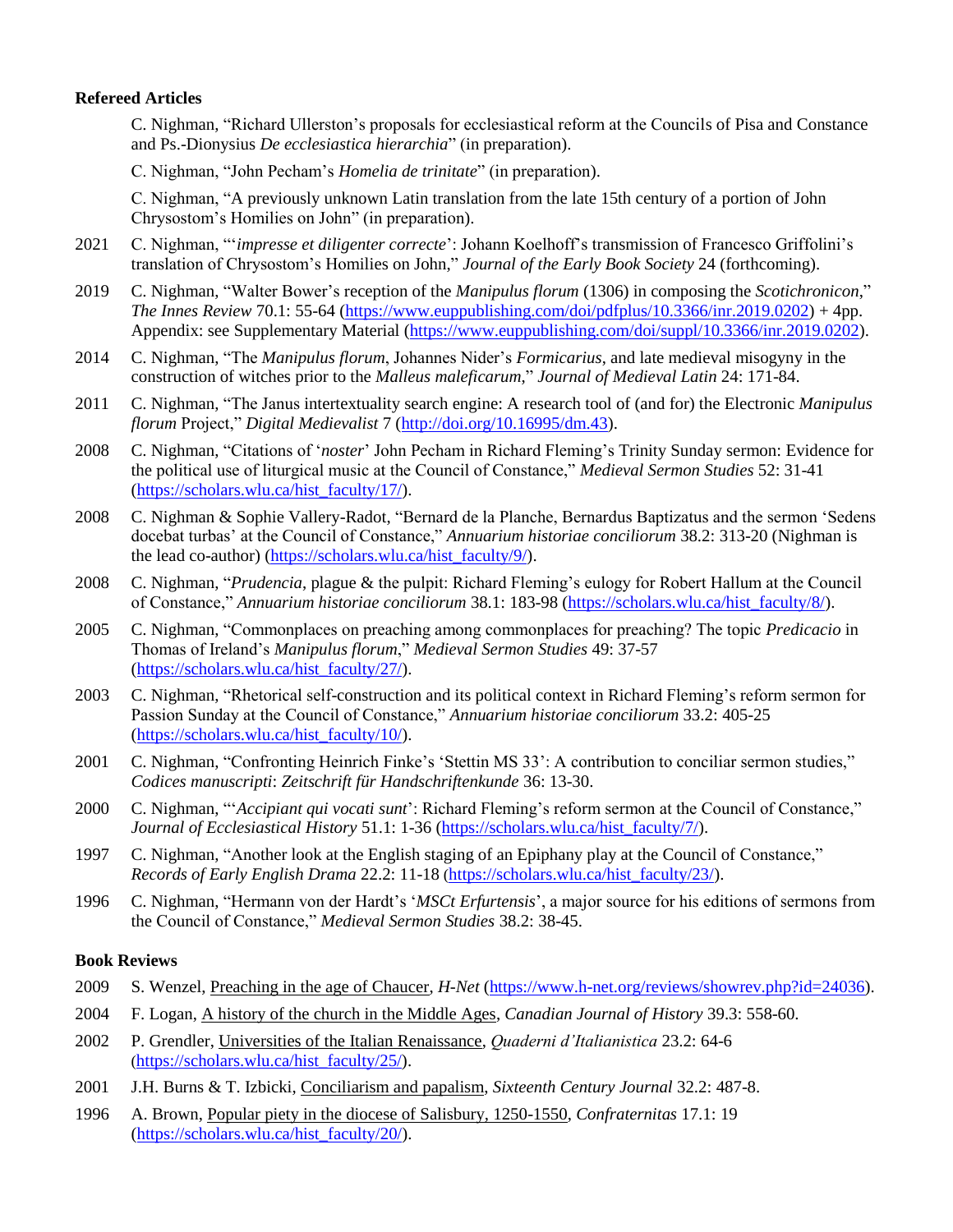**Refereed Articles**

C. Nighman, "Richard Ullerston's proposals for ecclesiastical reform at the Councils of Pisa and Constance and Ps.-Dionysius *De ecclesiastica hierarchia*" (in preparation).

C. Nighman, "John Pecham's *Homelia de trinitate*" (in preparation).

C. Nighman, "A previously unknown Latin translation from the late 15th century of a portion of John Chrysostom's Homilies on John" (in preparation).

2021 C. Nighman, "'*impresse et diligenter correcte*': Johann Koelhoff's transmission of Francesco Griffolini's translation of Chrysostom's Homilies on John," *Journal of the Early Book Society* 24 (forthcoming).

2019 C. Nighman, "Walter Bower's reception of the *Manipulus florum* (1306) in composing the *Scotichronicon*," *The Innes Review* 70.1: 55-64 (https://www.euppublishing.com/doi/pdfplus/10.3366/inr.2019.0202) + 4pp. Appendix: see Supplementary Material (https://www.euppublishing.com/doi/suppl/10.3366/inr.2019.0202).

2014 C. Nighman, "The *Manipulus florum*, Johannes Nider's *Formicarius*, and late medieval misogyny in the construction of witches prior to the *Malleus maleficarum*," *Journal of Medieval Latin* 24: 171-84.

2011 C. Nighman, "The Janus intertextuality search engine: A research tool of (and for) the Electronic *Manipulus florum* Project," *Digital Medievalist* 7 (http://doi.org/10.16995/dm.43).

2008 C. Nighman, "Citations of '*noster*' John Pecham in Richard Fleming's Trinity Sunday sermon: Evidence for the political use of liturgical music at the Council of Constance," *Medieval Sermon Studies* 52: 31-41 (https://scholars.wlu.ca/hist_faculty/17/).

2008 C. Nighman & Sophie Vallery-Radot, "Bernard de la Planche, Bernardus Baptizatus and the sermon 'Sedens docebat turbas' at the Council of Constance," *Annuarium historiae conciliorum* 38.2: 313-20 (Nighman is the lead co-author) (https://scholars.wlu.ca/hist_faculty/9/).

2008 C. Nighman, "*Prudencia*, plague & the pulpit: Richard Fleming's eulogy for Robert Hallum at the Council of Constance," *Annuarium historiae conciliorum* 38.1: 183-98 (https://scholars.wlu.ca/hist_faculty/8/).

2005 C. Nighman, "Commonplaces on preaching among commonplaces for preaching? The topic *Predicacio* in Thomas of Ireland's *Manipulus florum*," *Medieval Sermon Studies* 49: 37-57 (https://scholars.wlu.ca/hist_faculty/27/).

2003 C. Nighman, "Rhetorical self-construction and its political context in Richard Fleming's reform sermon for Passion Sunday at the Council of Constance," *Annuarium historiae conciliorum* 33.2: 405-25 (https://scholars.wlu.ca/hist_faculty/10/).

2001 C. Nighman, "Confronting Heinrich Finke's 'Stettin MS 33': A contribution to conciliar sermon studies," *Codices manuscripti*: *Zeitschrift für Handschriftenkunde* 36: 13-30.

2000 C. Nighman, "'*Accipiant qui vocati sunt*': Richard Fleming's reform sermon at the Council of Constance," *Journal of Ecclesiastical History* 51.1: 1-36 (https://scholars.wlu.ca/hist_faculty/7/).

1997 C. Nighman, "Another look at the English staging of an Epiphany play at the Council of Constance," *Records of Early English Drama* 22.2: 11-18 (https://scholars.wlu.ca/hist_faculty/23/).

1996 C. Nighman, "Hermann von der Hardt's '*MSCt Erfurtensis*', a major source for his editions of sermons from the Council of Constance," *Medieval Sermon Studies* 38.2: 38-45.

**Book Reviews**

2009 S. Wenzel, Preaching in the age of Chaucer, *H-Net* (https://www.h-net.org/reviews/showrev.php?id=24036).

2004 F. Logan, A history of the church in the Middle Ages, *Canadian Journal of History* 39.3: 558-60.

2002 P. Grendler, Universities of the Italian Renaissance, *Quaderni d'Italianistica* 23.2: 64-6 (https://scholars.wlu.ca/hist_faculty/25/).

2001 J.H. Burns & T. Izbicki, Conciliarism and papalism, *Sixteenth Century Journal* 32.2: 487-8.

1996 A. Brown, Popular piety in the diocese of Salisbury, 1250-1550, *Confraternitas* 17.1: 19 (https://scholars.wlu.ca/hist_faculty/20/).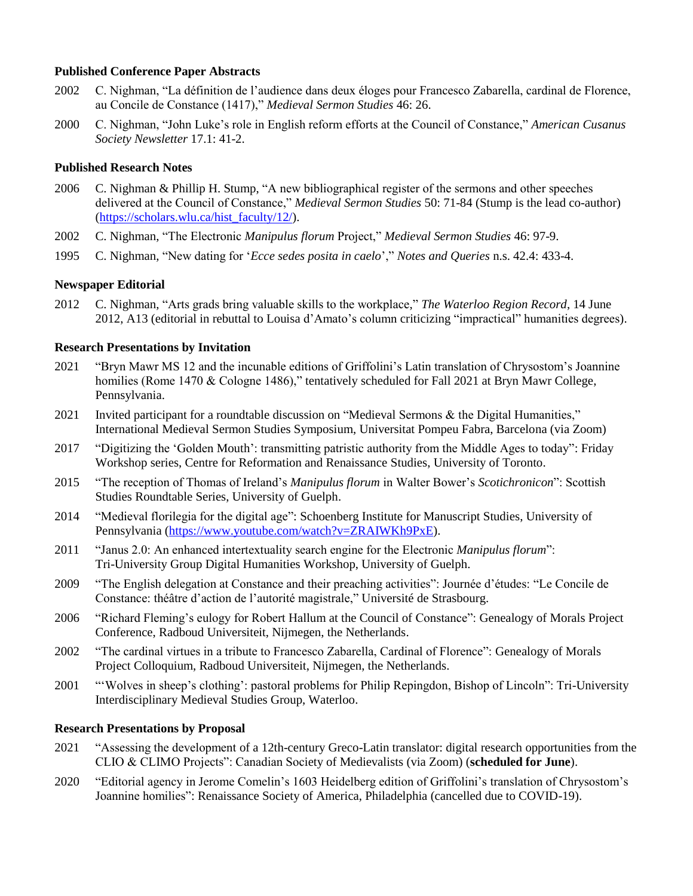**Published Conference Paper Abstracts**

2002 C. Nighman, "La définition de l'audience dans deux éloges pour Francesco Zabarella, cardinal de Florence, au Concile de Constance (1417)," *Medieval Sermon Studies* 46: 26.

2000 C. Nighman, "John Luke's role in English reform efforts at the Council of Constance," *American Cusanus Society Newsletter* 17.1: 41-2.

**Published Research Notes**

2006 C. Nighman & Phillip H. Stump, "A new bibliographical register of the sermons and other speeches delivered at the Council of Constance," *Medieval Sermon Studies* 50: 71-84 (Stump is the lead co-author) (https://scholars.wlu.ca/hist_faculty/12/).

2002 C. Nighman, "The Electronic *Manipulus florum* Project," *Medieval Sermon Studies* 46: 97-9.

1995 C. Nighman, "New dating for '*Ecce sedes posita in caelo*'," *Notes and Queries* n.s. 42.4: 433-4.

**Newspaper Editorial**

2012 C. Nighman, "Arts grads bring valuable skills to the workplace," *The Waterloo Region Record*, 14 June 2012, A13 (editorial in rebuttal to Louisa d'Amato's column criticizing "impractical" humanities degrees).

**Research Presentations by Invitation**

2021 "Bryn Mawr MS 12 and the incunable editions of Griffolini's Latin translation of Chrysostom's Joannine homilies (Rome 1470 & Cologne 1486)," tentatively scheduled for Fall 2021 at Bryn Mawr College, Pennsylvania.

2021 Invited participant for a roundtable discussion on "Medieval Sermons & the Digital Humanities," International Medieval Sermon Studies Symposium, Universitat Pompeu Fabra, Barcelona (via Zoom)

2017 "Digitizing the 'Golden Mouth': transmitting patristic authority from the Middle Ages to today": Friday Workshop series, Centre for Reformation and Renaissance Studies, University of Toronto.

2015 "The reception of Thomas of Ireland's *Manipulus florum* in Walter Bower's *Scotichronicon*": Scottish Studies Roundtable Series, University of Guelph.

2014 "Medieval florilegia for the digital age": Schoenberg Institute for Manuscript Studies, University of Pennsylvania (https://www.youtube.com/watch?v=ZRAIWKh9PxE).

2011 "Janus 2.0: An enhanced intertextuality search engine for the Electronic *Manipulus florum*": Tri-University Group Digital Humanities Workshop, University of Guelph.

2009 "The English delegation at Constance and their preaching activities": Journée d'études: "Le Concile de Constance: théâtre d'action de l'autorité magistrale," Université de Strasbourg.

2006 "Richard Fleming's eulogy for Robert Hallum at the Council of Constance": Genealogy of Morals Project Conference, Radboud Universiteit, Nijmegen, the Netherlands.

2002 "The cardinal virtues in a tribute to Francesco Zabarella, Cardinal of Florence": Genealogy of Morals Project Colloquium, Radboud Universiteit, Nijmegen, the Netherlands.

2001 "'Wolves in sheep's clothing': pastoral problems for Philip Repingdon, Bishop of Lincoln": Tri-University Interdisciplinary Medieval Studies Group, Waterloo.

**Research Presentations by Proposal**

2021 "Assessing the development of a 12th-century Greco-Latin translator: digital research opportunities from the CLIO & CLIMO Projects": Canadian Society of Medievalists (via Zoom) (**scheduled for June**).

2020 "Editorial agency in Jerome Comelin's 1603 Heidelberg edition of Griffolini's translation of Chrysostom's Joannine homilies": Renaissance Society of America, Philadelphia (cancelled due to COVID-19).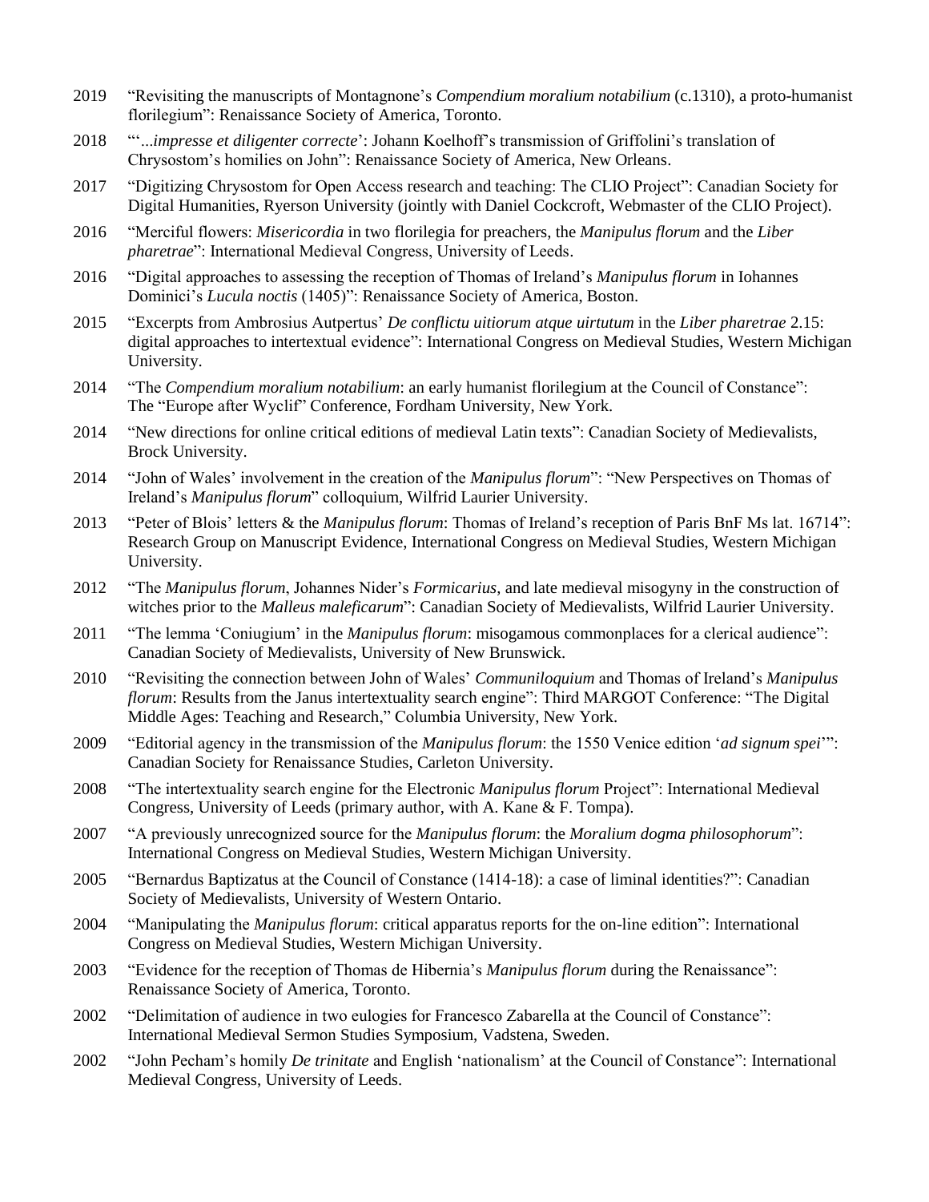2019 "Revisiting the manuscripts of Montagnone's *Compendium moralium notabilium* (c.1310), a proto-humanist florilegium": Renaissance Society of America, Toronto.

2018 "'...*impresse et diligenter correcte*': Johann Koelhoff's transmission of Griffolini's translation of Chrysostom's homilies on John": Renaissance Society of America, New Orleans.

2017 "Digitizing Chrysostom for Open Access research and teaching: The CLIO Project": Canadian Society for Digital Humanities, Ryerson University (jointly with Daniel Cockcroft, Webmaster of the CLIO Project).

2016 "Merciful flowers: *Misericordia* in two florilegia for preachers, the *Manipulus florum* and the *Liber pharetrae*": International Medieval Congress, University of Leeds.

2016 "Digital approaches to assessing the reception of Thomas of Ireland's *Manipulus florum* in Iohannes Dominici's *Lucula noctis* (1405)": Renaissance Society of America, Boston.

2015 "Excerpts from Ambrosius Autpertus' *De conflictu uitiorum atque uirtutum* in the *Liber pharetrae* 2.15: digital approaches to intertextual evidence": International Congress on Medieval Studies, Western Michigan University.

2014 "The *Compendium moralium notabilium*: an early humanist florilegium at the Council of Constance": The "Europe after Wyclif" Conference, Fordham University, New York.

2014 "New directions for online critical editions of medieval Latin texts": Canadian Society of Medievalists, Brock University.

2014 "John of Wales' involvement in the creation of the *Manipulus florum*": "New Perspectives on Thomas of Ireland's *Manipulus florum*" colloquium, Wilfrid Laurier University.

2013 "Peter of Blois' letters & the *Manipulus florum*: Thomas of Ireland's reception of Paris BnF Ms lat. 16714": Research Group on Manuscript Evidence, International Congress on Medieval Studies, Western Michigan University.

2012 "The *Manipulus florum*, Johannes Nider's *Formicarius*, and late medieval misogyny in the construction of witches prior to the *Malleus maleficarum*": Canadian Society of Medievalists, Wilfrid Laurier University.

2011 "The lemma 'Coniugium' in the *Manipulus florum*: misogamous commonplaces for a clerical audience": Canadian Society of Medievalists, University of New Brunswick.

2010 "Revisiting the connection between John of Wales' *Communiloquium* and Thomas of Ireland's *Manipulus florum*: Results from the Janus intertextuality search engine": Third MARGOT Conference: "The Digital Middle Ages: Teaching and Research," Columbia University, New York.

2009 "Editorial agency in the transmission of the *Manipulus florum*: the 1550 Venice edition '*ad signum spei*'": Canadian Society for Renaissance Studies, Carleton University.

2008 "The intertextuality search engine for the Electronic *Manipulus florum* Project": International Medieval Congress, University of Leeds (primary author, with A. Kane & F. Tompa).

2007 "A previously unrecognized source for the *Manipulus florum*: the *Moralium dogma philosophorum*": International Congress on Medieval Studies, Western Michigan University.

2005 "Bernardus Baptizatus at the Council of Constance (1414-18): a case of liminal identities?": Canadian Society of Medievalists, University of Western Ontario.

2004 "Manipulating the *Manipulus florum*: critical apparatus reports for the on-line edition": International Congress on Medieval Studies, Western Michigan University.

2003 "Evidence for the reception of Thomas de Hibernia's *Manipulus florum* during the Renaissance": Renaissance Society of America, Toronto.

2002 "Delimitation of audience in two eulogies for Francesco Zabarella at the Council of Constance": International Medieval Sermon Studies Symposium, Vadstena, Sweden.

2002 "John Pecham's homily *De trinitate* and English 'nationalism' at the Council of Constance": International Medieval Congress, University of Leeds.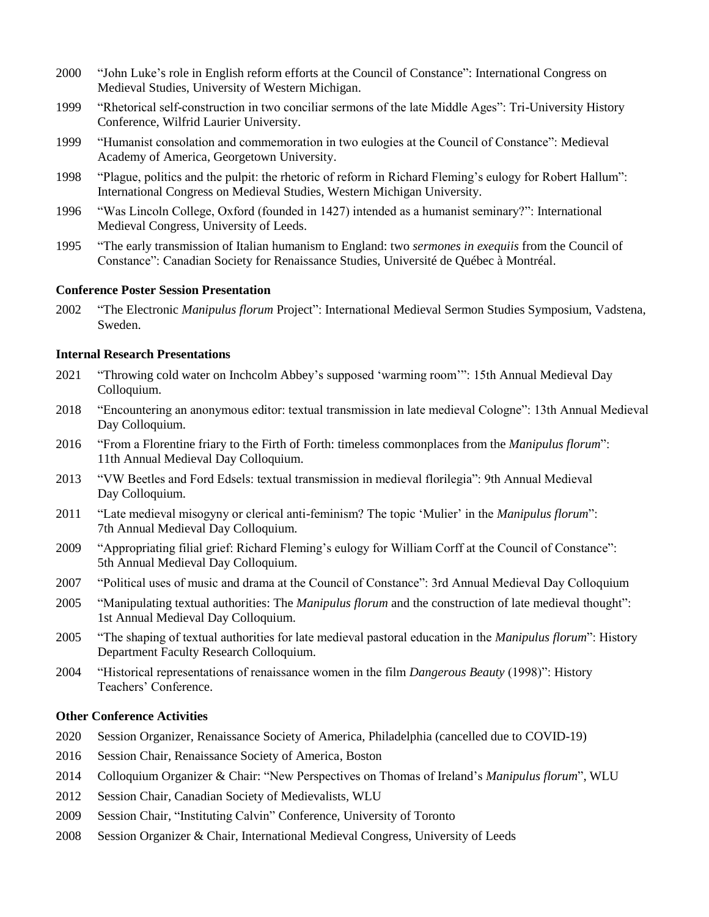2000 "John Luke's role in English reform efforts at the Council of Constance": International Congress on Medieval Studies, University of Western Michigan.

1999 "Rhetorical self-construction in two conciliar sermons of the late Middle Ages": Tri-University History Conference, Wilfrid Laurier University.

1999 "Humanist consolation and commemoration in two eulogies at the Council of Constance": Medieval Academy of America, Georgetown University.

1998 "Plague, politics and the pulpit: the rhetoric of reform in Richard Fleming's eulogy for Robert Hallum": International Congress on Medieval Studies, Western Michigan University.

1996 "Was Lincoln College, Oxford (founded in 1427) intended as a humanist seminary?": International Medieval Congress, University of Leeds.

1995 "The early transmission of Italian humanism to England: two *sermones in exequiis* from the Council of Constance": Canadian Society for Renaissance Studies, Université de Québec à Montréal.

**Conference Poster Session Presentation**

2002 "The Electronic *Manipulus florum* Project": International Medieval Sermon Studies Symposium, Vadstena, Sweden.

**Internal Research Presentations**

2021 "Throwing cold water on Inchcolm Abbey's supposed 'warming room'": 15th Annual Medieval Day Colloquium.

2018 "Encountering an anonymous editor: textual transmission in late medieval Cologne": 13th Annual Medieval Day Colloquium.

2016 "From a Florentine friary to the Firth of Forth: timeless commonplaces from the *Manipulus florum*": 11th Annual Medieval Day Colloquium.

2013 "VW Beetles and Ford Edsels: textual transmission in medieval florilegia": 9th Annual Medieval Day Colloquium.

2011 "Late medieval misogyny or clerical anti-feminism? The topic 'Mulier' in the *Manipulus florum*": 7th Annual Medieval Day Colloquium.

2009 "Appropriating filial grief: Richard Fleming's eulogy for William Corff at the Council of Constance": 5th Annual Medieval Day Colloquium.

2007 "Political uses of music and drama at the Council of Constance": 3rd Annual Medieval Day Colloquium

2005 "Manipulating textual authorities: The *Manipulus florum* and the construction of late medieval thought": 1st Annual Medieval Day Colloquium.

2005 "The shaping of textual authorities for late medieval pastoral education in the *Manipulus florum*": History Department Faculty Research Colloquium.

2004 "Historical representations of renaissance women in the film *Dangerous Beauty* (1998)": History Teachers' Conference.

**Other Conference Activities**

2020 Session Organizer, Renaissance Society of America, Philadelphia (cancelled due to COVID-19)

2016 Session Chair, Renaissance Society of America, Boston

2014 Colloquium Organizer & Chair: "New Perspectives on Thomas of Ireland's *Manipulus florum*", WLU

2012 Session Chair, Canadian Society of Medievalists, WLU

2009 Session Chair, "Instituting Calvin" Conference, University of Toronto

2008 Session Organizer & Chair, International Medieval Congress, University of Leeds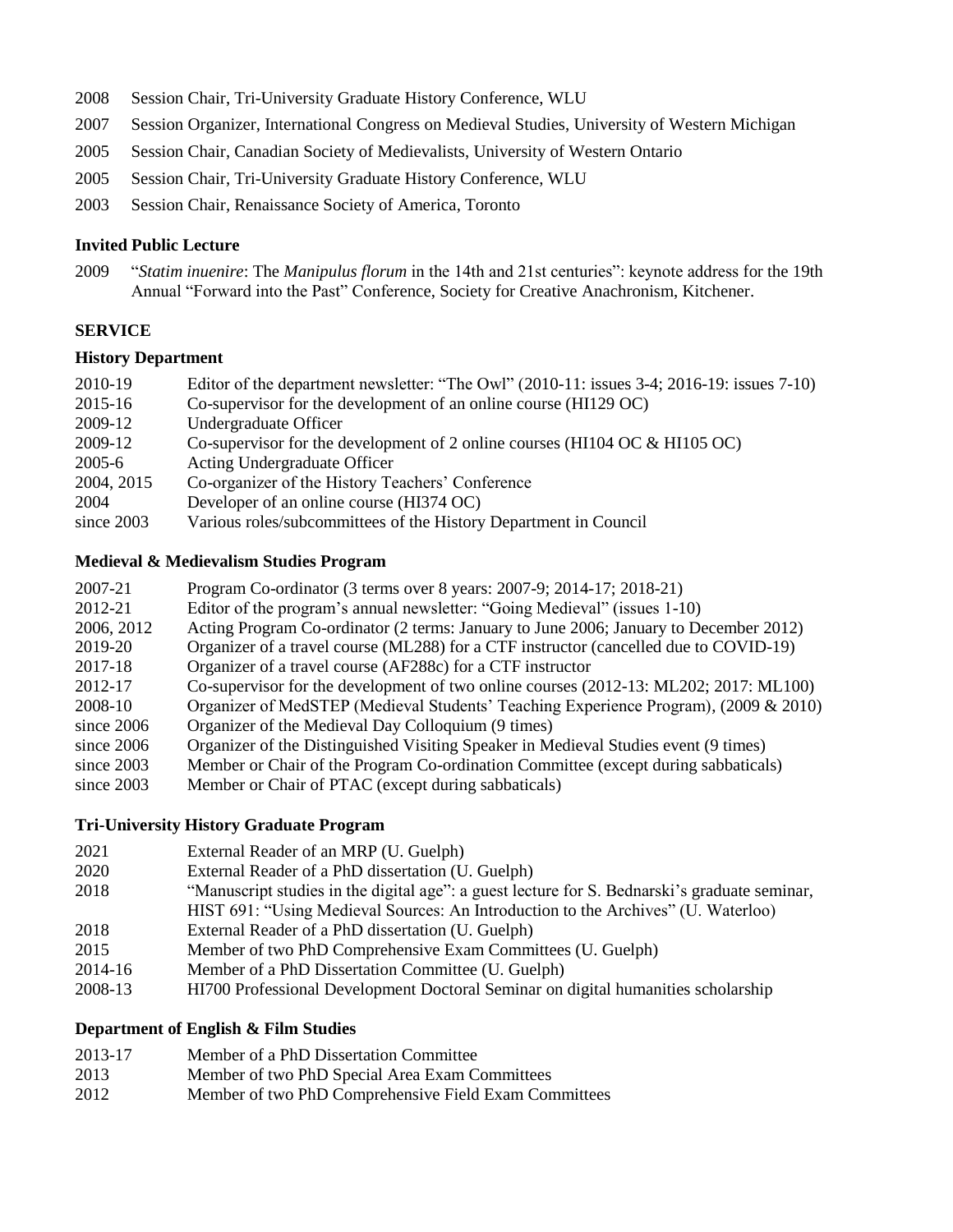2008 Session Chair, Tri-University Graduate History Conference, WLU

2007 Session Organizer, International Congress on Medieval Studies, University of Western Michigan

2005 Session Chair, Canadian Society of Medievalists, University of Western Ontario

2005 Session Chair, Tri-University Graduate History Conference, WLU

2003 Session Chair, Renaissance Society of America, Toronto

### Invited Public Lecture

2009 "*Statim inuenire*: The *Manipulus florum* in the 14th and 21st centuries": keynote address for the 19th Annual "Forward into the Past" Conference, Society for Creative Anachronism, Kitchener.

## SERVICE

### History Department

| | |
|---|---|
| 2010-19 | Editor of the department newsletter: "The Owl" (2010-11: issues 3-4; 2016-19: issues 7-10) |
| 2015-16 | Co-supervisor for the development of an online course (HI129 OC) |
| 2009-12 | Undergraduate Officer |
| 2009-12 | Co-supervisor for the development of 2 online courses (HI104 OC & HI105 OC) |
| 2005-6 | Acting Undergraduate Officer |
| 2004, 2015 | Co-organizer of the History Teachers' Conference |
| 2004 | Developer of an online course (HI374 OC) |
| since 2003 | Various roles/subcommittees of the History Department in Council |

### Medieval & Medievalism Studies Program

| | |
|---|---|
| 2007-21 | Program Co-ordinator (3 terms over 8 years: 2007-9; 2014-17; 2018-21) |
| 2012-21 | Editor of the program's annual newsletter: "Going Medieval" (issues 1-10) |
| 2006, 2012 | Acting Program Co-ordinator (2 terms: January to June 2006; January to December 2012) |
| 2019-20 | Organizer of a travel course (ML288) for a CTF instructor (cancelled due to COVID-19) |
| 2017-18 | Organizer of a travel course (AF288c) for a CTF instructor |
| 2012-17 | Co-supervisor for the development of two online courses (2012-13: ML202; 2017: ML100) |
| 2008-10 | Organizer of MedSTEP (Medieval Students' Teaching Experience Program), (2009 & 2010) |
| since 2006 | Organizer of the Medieval Day Colloquium (9 times) |
| since 2006 | Organizer of the Distinguished Visiting Speaker in Medieval Studies event (9 times) |
| since 2003 | Member or Chair of the Program Co-ordination Committee (except during sabbaticals) |
| since 2003 | Member or Chair of PTAC (except during sabbaticals) |

### Tri-University History Graduate Program

| | |
|---|---|
| 2021 | External Reader of an MRP (U. Guelph) |
| 2020 | External Reader of a PhD dissertation (U. Guelph) |
| 2018 | "Manuscript studies in the digital age": a guest lecture for S. Bednarski's graduate seminar, HIST 691: "Using Medieval Sources: An Introduction to the Archives" (U. Waterloo) |
| 2018 | External Reader of a PhD dissertation (U. Guelph) |
| 2015 | Member of two PhD Comprehensive Exam Committees (U. Guelph) |
| 2014-16 | Member of a PhD Dissertation Committee (U. Guelph) |
| 2008-13 | HI700 Professional Development Doctoral Seminar on digital humanities scholarship |

### Department of English & Film Studies

| | |
|---|---|
| 2013-17 | Member of a PhD Dissertation Committee |
| 2013 | Member of two PhD Special Area Exam Committees |
| 2012 | Member of two PhD Comprehensive Field Exam Committees |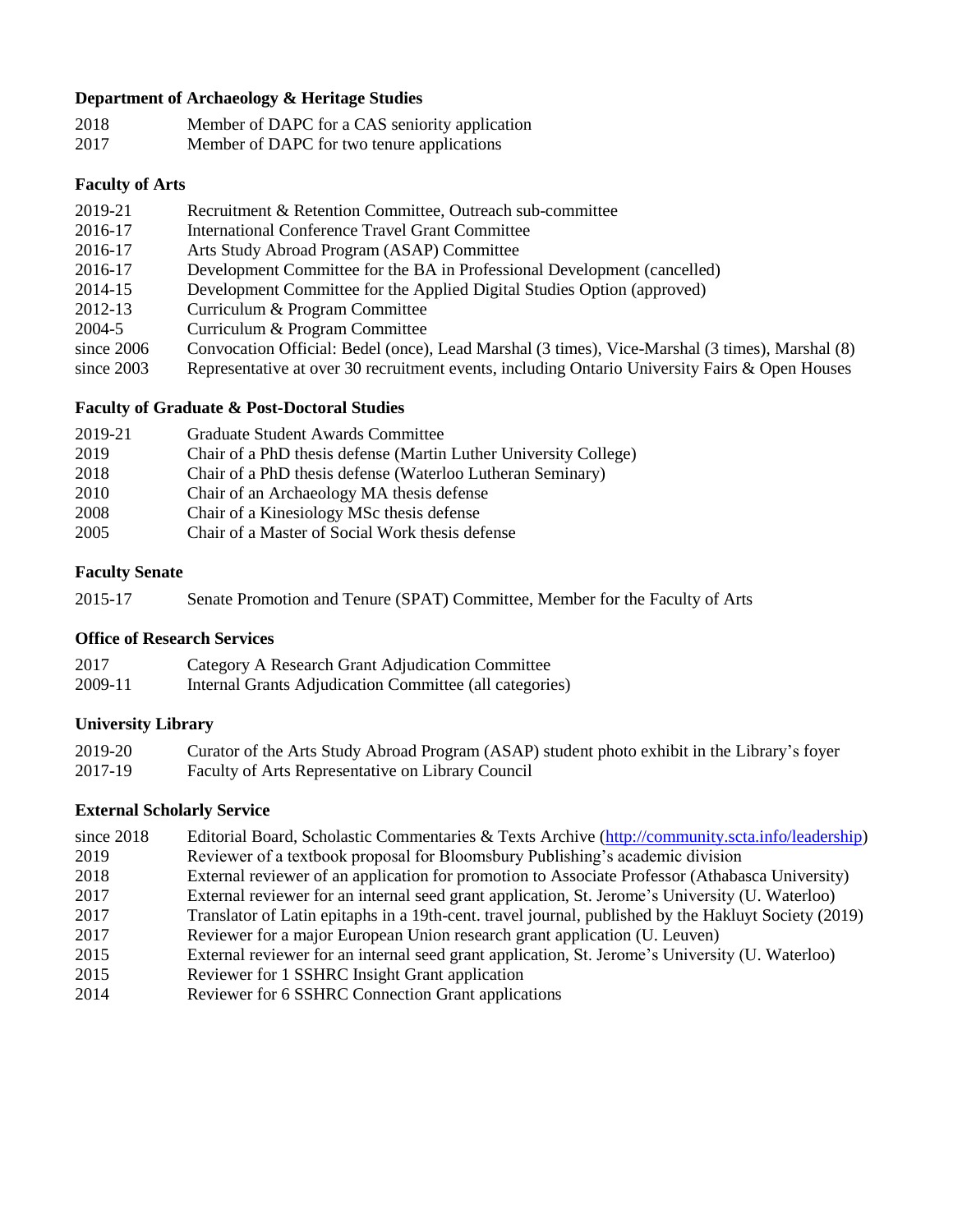**Department of Archaeology & Heritage Studies**

| | |
|---|---|
| 2018 | Member of DAPC for a CAS seniority application |
| 2017 | Member of DAPC for two tenure applications |

**Faculty of Arts**

| | |
|---|---|
| 2019-21 | Recruitment & Retention Committee, Outreach sub-committee |
| 2016-17 | International Conference Travel Grant Committee |
| 2016-17 | Arts Study Abroad Program (ASAP) Committee |
| 2016-17 | Development Committee for the BA in Professional Development (cancelled) |
| 2014-15 | Development Committee for the Applied Digital Studies Option (approved) |
| 2012-13 | Curriculum & Program Committee |
| 2004-5 | Curriculum & Program Committee |
| since 2006 | Convocation Official: Bedel (once), Lead Marshal (3 times), Vice-Marshal (3 times), Marshal (8) |
| since 2003 | Representative at over 30 recruitment events, including Ontario University Fairs & Open Houses |

**Faculty of Graduate & Post-Doctoral Studies**

| | |
|---|---|
| 2019-21 | Graduate Student Awards Committee |
| 2019 | Chair of a PhD thesis defense (Martin Luther University College) |
| 2018 | Chair of a PhD thesis defense (Waterloo Lutheran Seminary) |
| 2010 | Chair of an Archaeology MA thesis defense |
| 2008 | Chair of a Kinesiology MSc thesis defense |
| 2005 | Chair of a Master of Social Work thesis defense |

**Faculty Senate**

| | |
|---|---|
| 2015-17 | Senate Promotion and Tenure (SPAT) Committee, Member for the Faculty of Arts |

**Office of Research Services**

| | |
|---|---|
| 2017 | Category A Research Grant Adjudication Committee |
| 2009-11 | Internal Grants Adjudication Committee (all categories) |

**University Library**

| | |
|---|---|
| 2019-20 | Curator of the Arts Study Abroad Program (ASAP) student photo exhibit in the Library's foyer |
| 2017-19 | Faculty of Arts Representative on Library Council |

**External Scholarly Service**

| | |
|---|---|
| since 2018 | Editorial Board, Scholastic Commentaries & Texts Archive (http://community.scta.info/leadership) |
| 2019 | Reviewer of a textbook proposal for Bloomsbury Publishing's academic division |
| 2018 | External reviewer of an application for promotion to Associate Professor (Athabasca University) |
| 2017 | External reviewer for an internal seed grant application, St. Jerome's University (U. Waterloo) |
| 2017 | Translator of Latin epitaphs in a 19th-cent. travel journal, published by the Hakluyt Society (2019) |
| 2017 | Reviewer for a major European Union research grant application (U. Leuven) |
| 2015 | External reviewer for an internal seed grant application, St. Jerome's University (U. Waterloo) |
| 2015 | Reviewer for 1 SSHRC Insight Grant application |
| 2014 | Reviewer for 6 SSHRC Connection Grant applications |